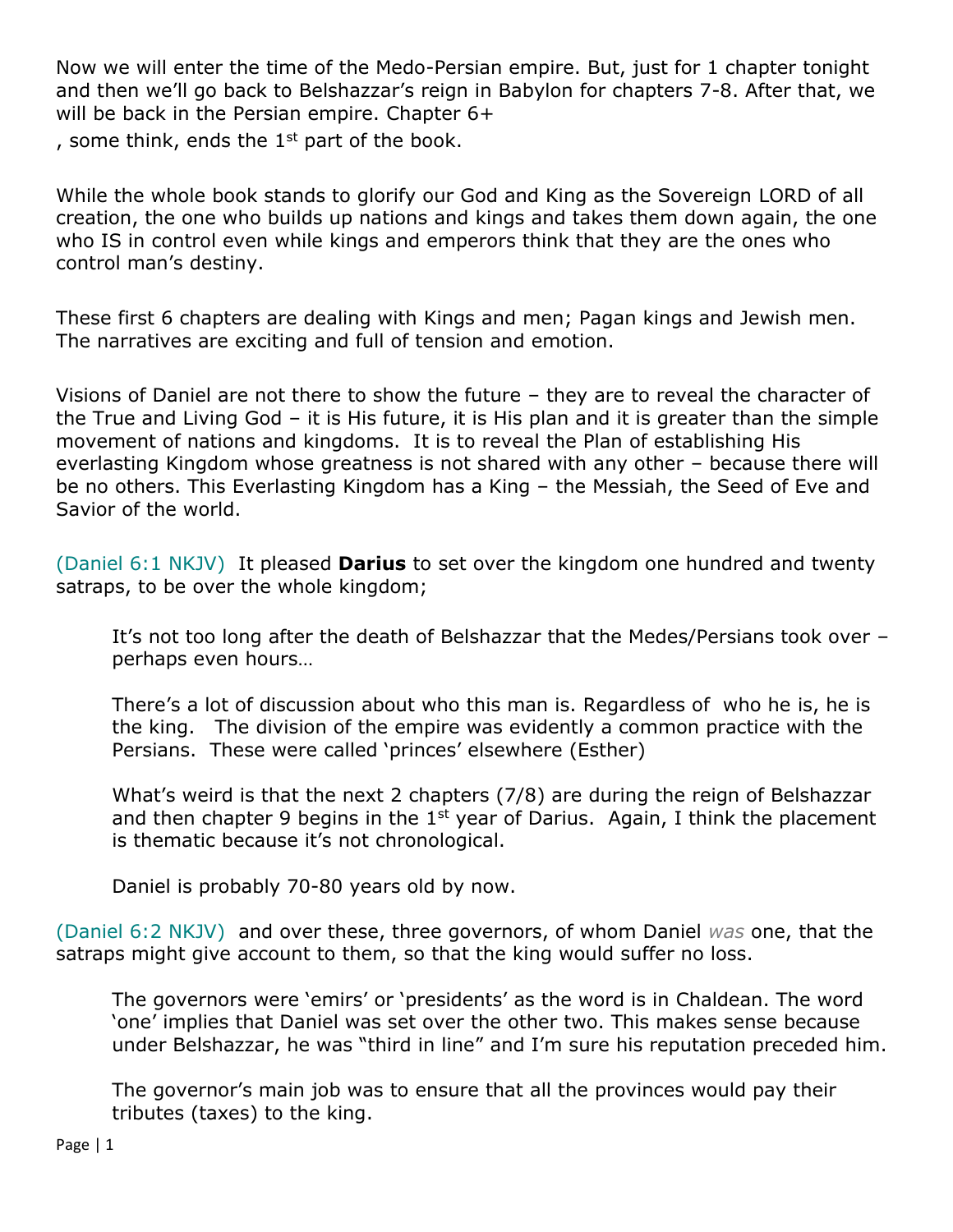Now we will enter the time of the Medo-Persian empire. But, just for 1 chapter tonight and then we'll go back to Belshazzar's reign in Babylon for chapters 7-8. After that, we will be back in the Persian empire. Chapter 6+

, some think, ends the 1st part of the book.

While the whole book stands to glorify our God and King as the Sovereign LORD of all creation, the one who builds up nations and kings and takes them down again, the one who IS in control even while kings and emperors think that they are the ones who control man's destiny.

These first 6 chapters are dealing with Kings and men; Pagan kings and Jewish men. The narratives are exciting and full of tension and emotion.

Visions of Daniel are not there to show the future – they are to reveal the character of the True and Living God – it is His future, it is His plan and it is greater than the simple movement of nations and kingdoms. It is to reveal the Plan of establishing His everlasting Kingdom whose greatness is not shared with any other – because there will be no others. This Everlasting Kingdom has a King – the Messiah, the Seed of Eve and Savior of the world.

(Daniel 6:1 NKJV) It pleased **Darius** to set over the kingdom one hundred and twenty satraps, to be over the whole kingdom;

> It's not too long after the death of Belshazzar that the Medes/Persians took over – perhaps even hours…
>
> There's a lot of discussion about who this man is. Regardless of who he is, he is the king. The division of the empire was evidently a common practice with the Persians. These were called 'princes' elsewhere (Esther)
>
> What's weird is that the next 2 chapters (7/8) are during the reign of Belshazzar and then chapter 9 begins in the 1st year of Darius. Again, I think the placement is thematic because it's not chronological.
>
> Daniel is probably 70-80 years old by now.

(Daniel 6:2 NKJV) and over these, three governors, of whom Daniel *was* one, that the satraps might give account to them, so that the king would suffer no loss.

> The governors were 'emirs' or 'presidents' as the word is in Chaldean. The word 'one' implies that Daniel was set over the other two. This makes sense because under Belshazzar, he was "third in line" and I'm sure his reputation preceded him.
>
> The governor's main job was to ensure that all the provinces would pay their tributes (taxes) to the king.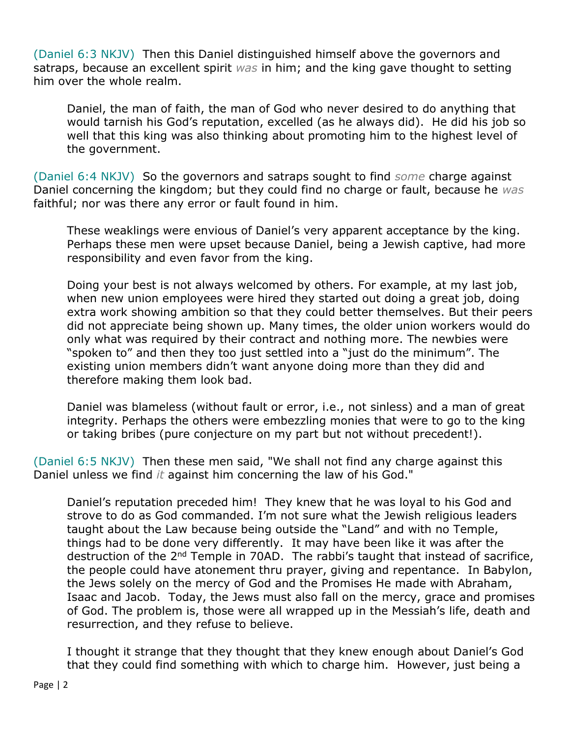(Daniel 6:3 NKJV) Then this Daniel distinguished himself above the governors and satraps, because an excellent spirit *was* in him; and the king gave thought to setting him over the whole realm.

> Daniel, the man of faith, the man of God who never desired to do anything that would tarnish his God's reputation, excelled (as he always did). He did his job so well that this king was also thinking about promoting him to the highest level of the government.

(Daniel 6:4 NKJV) So the governors and satraps sought to find *some* charge against Daniel concerning the kingdom; but they could find no charge or fault, because he *was* faithful; nor was there any error or fault found in him.

> These weaklings were envious of Daniel's very apparent acceptance by the king. Perhaps these men were upset because Daniel, being a Jewish captive, had more responsibility and even favor from the king.
>
> Doing your best is not always welcomed by others. For example, at my last job, when new union employees were hired they started out doing a great job, doing extra work showing ambition so that they could better themselves. But their peers did not appreciate being shown up. Many times, the older union workers would do only what was required by their contract and nothing more. The newbies were "spoken to" and then they too just settled into a "just do the minimum". The existing union members didn't want anyone doing more than they did and therefore making them look bad.
>
> Daniel was blameless (without fault or error, i.e., not sinless) and a man of great integrity. Perhaps the others were embezzling monies that were to go to the king or taking bribes (pure conjecture on my part but not without precedent!).

(Daniel 6:5 NKJV) Then these men said, "We shall not find any charge against this Daniel unless we find *it* against him concerning the law of his God."

> Daniel's reputation preceded him! They knew that he was loyal to his God and strove to do as God commanded. I'm not sure what the Jewish religious leaders taught about the Law because being outside the "Land" and with no Temple, things had to be done very differently. It may have been like it was after the destruction of the 2nd Temple in 70AD. The rabbi's taught that instead of sacrifice, the people could have atonement thru prayer, giving and repentance. In Babylon, the Jews solely on the mercy of God and the Promises He made with Abraham, Isaac and Jacob. Today, the Jews must also fall on the mercy, grace and promises of God. The problem is, those were all wrapped up in the Messiah's life, death and resurrection, and they refuse to believe.
>
> I thought it strange that they thought that they knew enough about Daniel's God that they could find something with which to charge him. However, just being a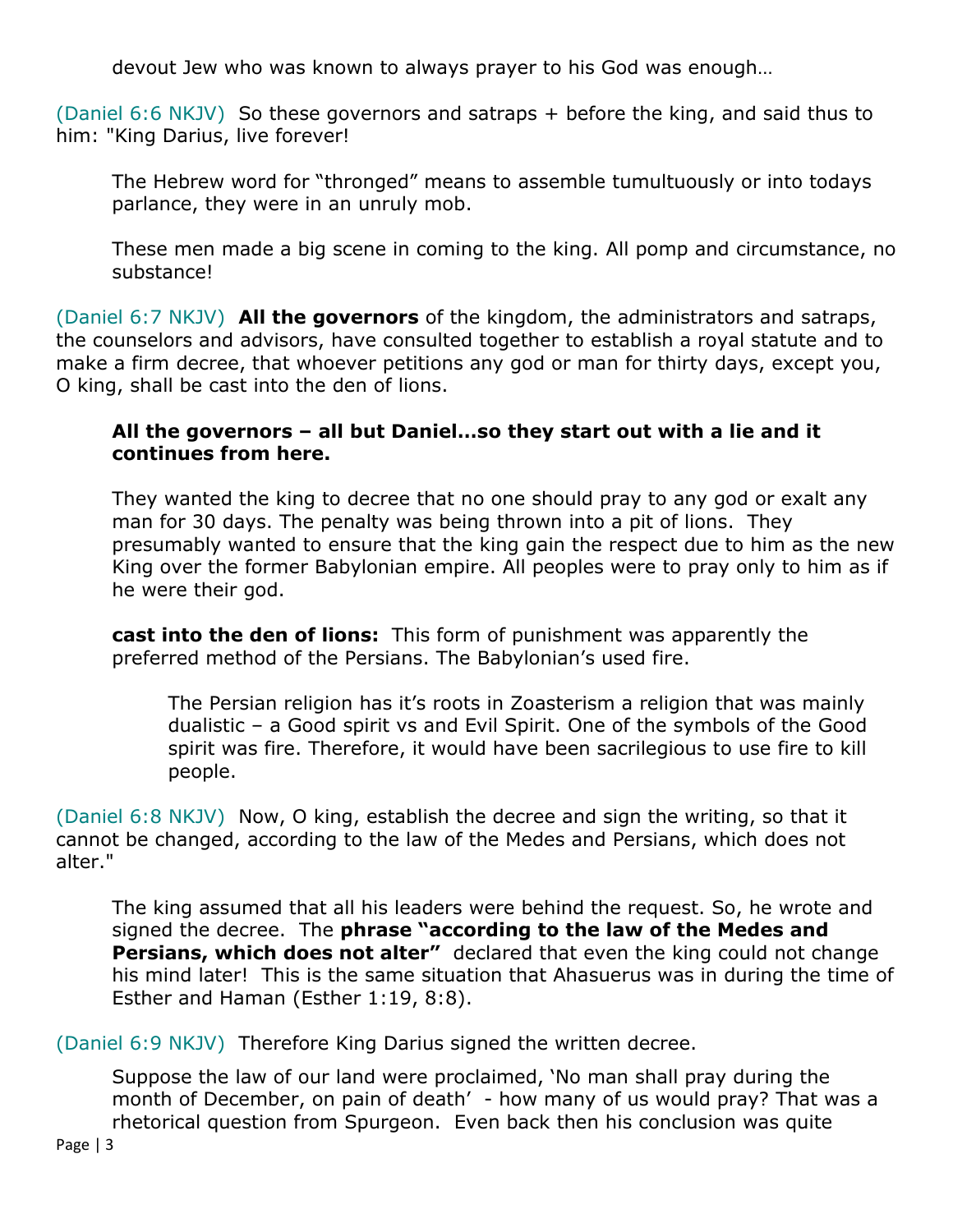devout Jew who was known to always prayer to his God was enough…

(Daniel 6:6 NKJV) So these governors and satraps + before the king, and said thus to him: "King Darius, live forever!

The Hebrew word for "thronged" means to assemble tumultuously or into todays parlance, they were in an unruly mob.

These men made a big scene in coming to the king. All pomp and circumstance, no substance!

(Daniel 6:7 NKJV) **All the governors** of the kingdom, the administrators and satraps, the counselors and advisors, have consulted together to establish a royal statute and to make a firm decree, that whoever petitions any god or man for thirty days, except you, O king, shall be cast into the den of lions.

**All the governors – all but Daniel…so they start out with a lie and it continues from here.**

They wanted the king to decree that no one should pray to any god or exalt any man for 30 days. The penalty was being thrown into a pit of lions. They presumably wanted to ensure that the king gain the respect due to him as the new King over the former Babylonian empire. All peoples were to pray only to him as if he were their god.

**cast into the den of lions:** This form of punishment was apparently the preferred method of the Persians. The Babylonian's used fire.

The Persian religion has it's roots in Zoasterism a religion that was mainly dualistic – a Good spirit vs and Evil Spirit. One of the symbols of the Good spirit was fire. Therefore, it would have been sacrilegious to use fire to kill people.

(Daniel 6:8 NKJV) Now, O king, establish the decree and sign the writing, so that it cannot be changed, according to the law of the Medes and Persians, which does not alter."

The king assumed that all his leaders were behind the request. So, he wrote and signed the decree. The **phrase "according to the law of the Medes and Persians, which does not alter"** declared that even the king could not change his mind later! This is the same situation that Ahasuerus was in during the time of Esther and Haman (Esther 1:19, 8:8).

(Daniel 6:9 NKJV) Therefore King Darius signed the written decree.

Suppose the law of our land were proclaimed, 'No man shall pray during the month of December, on pain of death' - how many of us would pray? That was a rhetorical question from Spurgeon. Even back then his conclusion was quite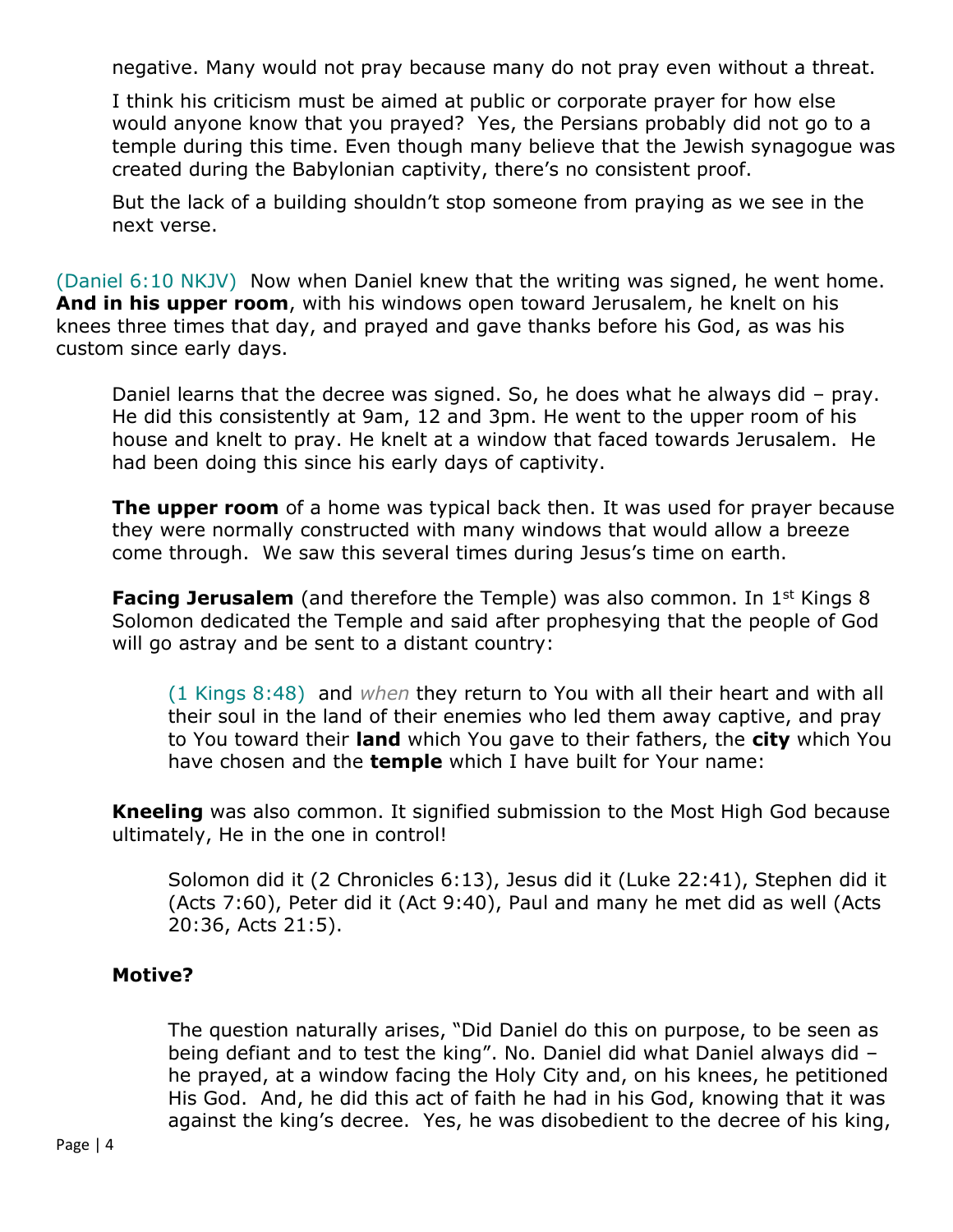negative. Many would not pray because many do not pray even without a threat.

I think his criticism must be aimed at public or corporate prayer for how else would anyone know that you prayed? Yes, the Persians probably did not go to a temple during this time. Even though many believe that the Jewish synagogue was created during the Babylonian captivity, there's no consistent proof.

But the lack of a building shouldn't stop someone from praying as we see in the next verse.

(Daniel 6:10 NKJV) Now when Daniel knew that the writing was signed, he went home. **And in his upper room**, with his windows open toward Jerusalem, he knelt on his knees three times that day, and prayed and gave thanks before his God, as was his custom since early days.

Daniel learns that the decree was signed. So, he does what he always did – pray. He did this consistently at 9am, 12 and 3pm. He went to the upper room of his house and knelt to pray. He knelt at a window that faced towards Jerusalem. He had been doing this since his early days of captivity.

**The upper room** of a home was typical back then. It was used for prayer because they were normally constructed with many windows that would allow a breeze come through. We saw this several times during Jesus's time on earth.

**Facing Jerusalem** (and therefore the Temple) was also common. In 1st Kings 8 Solomon dedicated the Temple and said after prophesying that the people of God will go astray and be sent to a distant country:

> (1 Kings 8:48) and *when* they return to You with all their heart and with all their soul in the land of their enemies who led them away captive, and pray to You toward their **land** which You gave to their fathers, the **city** which You have chosen and the **temple** which I have built for Your name:

**Kneeling** was also common. It signified submission to the Most High God because ultimately, He in the one in control!

> Solomon did it (2 Chronicles 6:13), Jesus did it (Luke 22:41), Stephen did it (Acts 7:60), Peter did it (Act 9:40), Paul and many he met did as well (Acts 20:36, Acts 21:5).

**Motive?**

> The question naturally arises, "Did Daniel do this on purpose, to be seen as being defiant and to test the king". No. Daniel did what Daniel always did – he prayed, at a window facing the Holy City and, on his knees, he petitioned His God. And, he did this act of faith he had in his God, knowing that it was against the king's decree. Yes, he was disobedient to the decree of his king,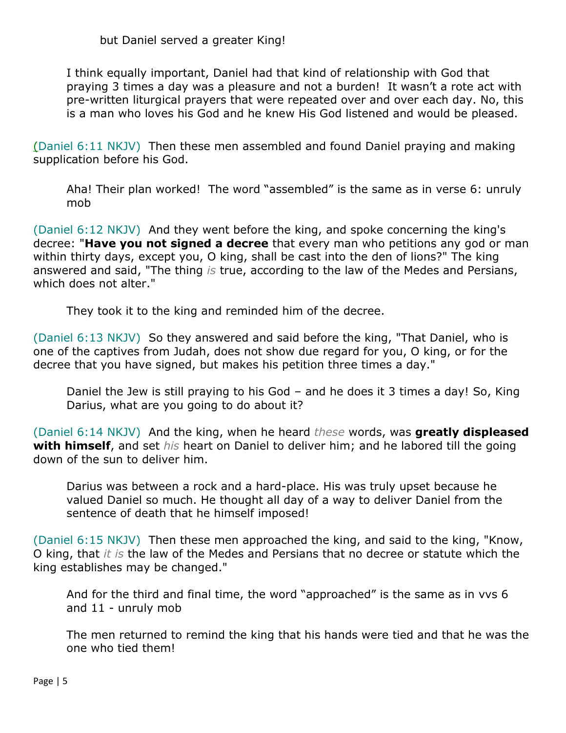but Daniel served a greater King!

I think equally important, Daniel had that kind of relationship with God that praying 3 times a day was a pleasure and not a burden! It wasn't a rote act with pre-written liturgical prayers that were repeated over and over each day. No, this is a man who loves his God and he knew His God listened and would be pleased.

(Daniel 6:11 NKJV) Then these men assembled and found Daniel praying and making supplication before his God.

Aha! Their plan worked! The word "assembled" is the same as in verse 6: unruly mob

(Daniel 6:12 NKJV) And they went before the king, and spoke concerning the king's decree: "**Have you not signed a decree** that every man who petitions any god or man within thirty days, except you, O king, shall be cast into the den of lions?" The king answered and said, "The thing *is* true, according to the law of the Medes and Persians, which does not alter."

They took it to the king and reminded him of the decree.

(Daniel 6:13 NKJV) So they answered and said before the king, "That Daniel, who is one of the captives from Judah, does not show due regard for you, O king, or for the decree that you have signed, but makes his petition three times a day."

Daniel the Jew is still praying to his God – and he does it 3 times a day! So, King Darius, what are you going to do about it?

(Daniel 6:14 NKJV) And the king, when he heard *these* words, was **greatly displeased with himself**, and set *his* heart on Daniel to deliver him; and he labored till the going down of the sun to deliver him.

Darius was between a rock and a hard-place. His was truly upset because he valued Daniel so much. He thought all day of a way to deliver Daniel from the sentence of death that he himself imposed!

(Daniel 6:15 NKJV) Then these men approached the king, and said to the king, "Know, O king, that *it is* the law of the Medes and Persians that no decree or statute which the king establishes may be changed."

And for the third and final time, the word "approached" is the same as in vvs 6 and 11 - unruly mob

The men returned to remind the king that his hands were tied and that he was the one who tied them!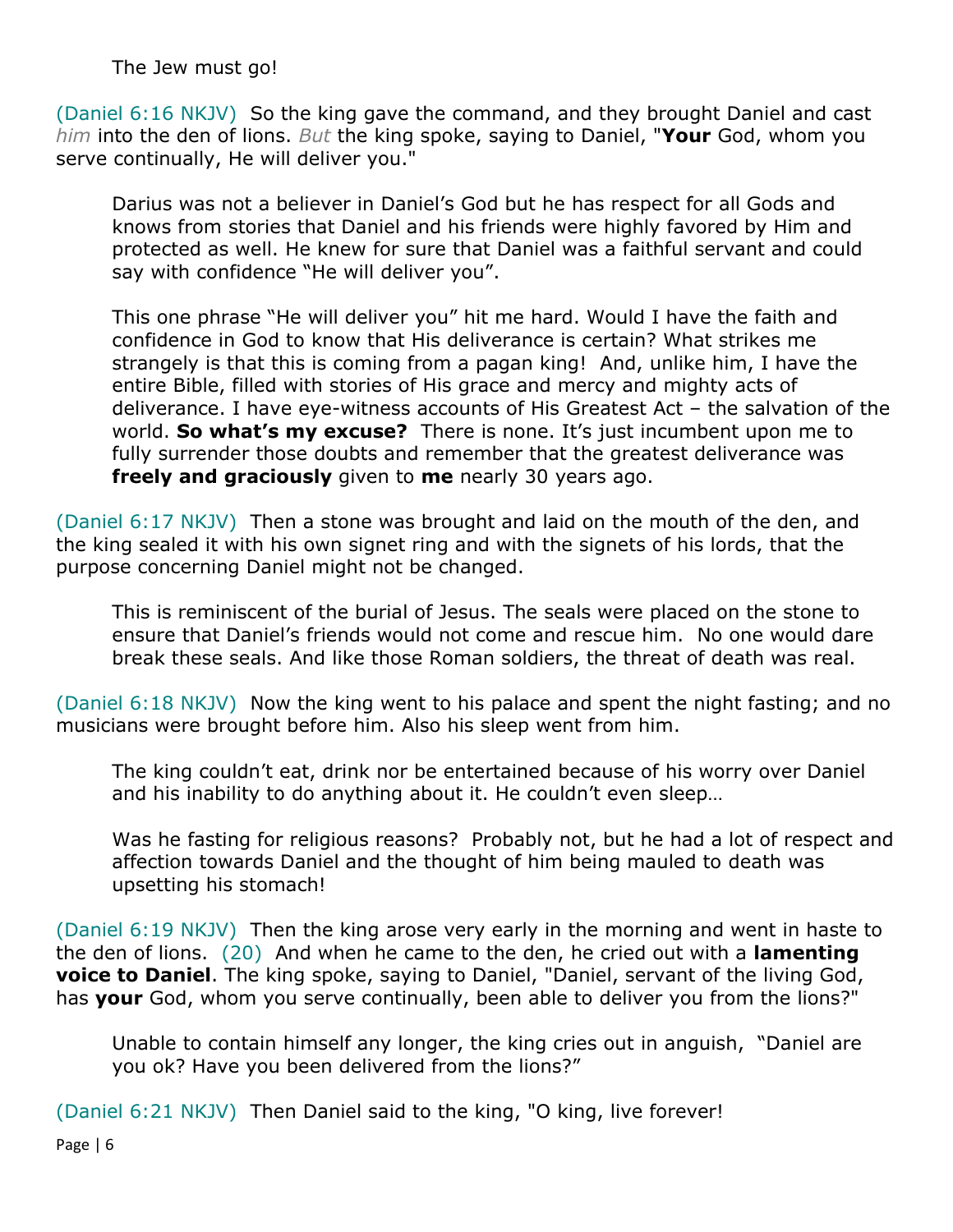The Jew must go!

(Daniel 6:16 NKJV) So the king gave the command, and they brought Daniel and cast *him* into the den of lions. *But* the king spoke, saying to Daniel, "**Your** God, whom you serve continually, He will deliver you."

Darius was not a believer in Daniel's God but he has respect for all Gods and knows from stories that Daniel and his friends were highly favored by Him and protected as well. He knew for sure that Daniel was a faithful servant and could say with confidence "He will deliver you".

This one phrase "He will deliver you" hit me hard. Would I have the faith and confidence in God to know that His deliverance is certain? What strikes me strangely is that this is coming from a pagan king! And, unlike him, I have the entire Bible, filled with stories of His grace and mercy and mighty acts of deliverance. I have eye-witness accounts of His Greatest Act – the salvation of the world. **So what's my excuse?** There is none. It's just incumbent upon me to fully surrender those doubts and remember that the greatest deliverance was **freely and graciously** given to **me** nearly 30 years ago.

(Daniel 6:17 NKJV) Then a stone was brought and laid on the mouth of the den, and the king sealed it with his own signet ring and with the signets of his lords, that the purpose concerning Daniel might not be changed.

This is reminiscent of the burial of Jesus. The seals were placed on the stone to ensure that Daniel's friends would not come and rescue him. No one would dare break these seals. And like those Roman soldiers, the threat of death was real.

(Daniel 6:18 NKJV) Now the king went to his palace and spent the night fasting; and no musicians were brought before him. Also his sleep went from him.

The king couldn't eat, drink nor be entertained because of his worry over Daniel and his inability to do anything about it. He couldn't even sleep…

Was he fasting for religious reasons? Probably not, but he had a lot of respect and affection towards Daniel and the thought of him being mauled to death was upsetting his stomach!

(Daniel 6:19 NKJV) Then the king arose very early in the morning and went in haste to the den of lions. (20) And when he came to the den, he cried out with a **lamenting voice to Daniel**. The king spoke, saying to Daniel, "Daniel, servant of the living God, has **your** God, whom you serve continually, been able to deliver you from the lions?"

Unable to contain himself any longer, the king cries out in anguish, "Daniel are you ok? Have you been delivered from the lions?"

(Daniel 6:21 NKJV) Then Daniel said to the king, "O king, live forever!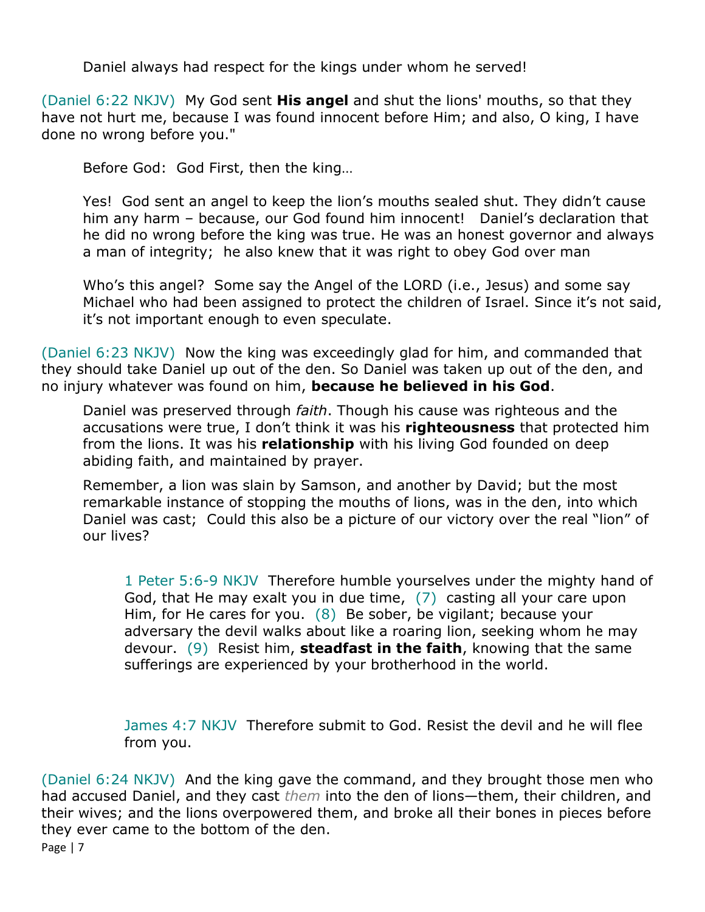Daniel always had respect for the kings under whom he served!

(Daniel 6:22 NKJV) My God sent **His angel** and shut the lions' mouths, so that they have not hurt me, because I was found innocent before Him; and also, O king, I have done no wrong before you."

Before God: God First, then the king…

Yes! God sent an angel to keep the lion's mouths sealed shut. They didn't cause him any harm – because, our God found him innocent! Daniel's declaration that he did no wrong before the king was true. He was an honest governor and always a man of integrity; he also knew that it was right to obey God over man

Who's this angel? Some say the Angel of the LORD (i.e., Jesus) and some say Michael who had been assigned to protect the children of Israel. Since it's not said, it's not important enough to even speculate.

(Daniel 6:23 NKJV) Now the king was exceedingly glad for him, and commanded that they should take Daniel up out of the den. So Daniel was taken up out of the den, and no injury whatever was found on him, **because he believed in his God**.

Daniel was preserved through *faith*. Though his cause was righteous and the accusations were true, I don't think it was his **righteousness** that protected him from the lions. It was his **relationship** with his living God founded on deep abiding faith, and maintained by prayer.

Remember, a lion was slain by Samson, and another by David; but the most remarkable instance of stopping the mouths of lions, was in the den, into which Daniel was cast; Could this also be a picture of our victory over the real "lion" of our lives?

> 1 Peter 5:6-9 NKJV Therefore humble yourselves under the mighty hand of God, that He may exalt you in due time, (7) casting all your care upon Him, for He cares for you. (8) Be sober, be vigilant; because your adversary the devil walks about like a roaring lion, seeking whom he may devour. (9) Resist him, **steadfast in the faith**, knowing that the same sufferings are experienced by your brotherhood in the world.

> James 4:7 NKJV Therefore submit to God. Resist the devil and he will flee from you.

(Daniel 6:24 NKJV) And the king gave the command, and they brought those men who had accused Daniel, and they cast *them* into the den of lions—them, their children, and their wives; and the lions overpowered them, and broke all their bones in pieces before they ever came to the bottom of the den.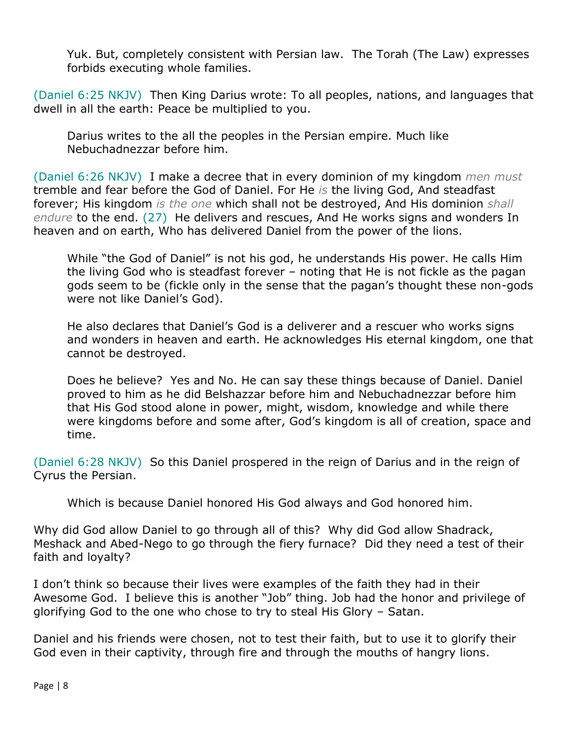Yuk. But, completely consistent with Persian law. The Torah (The Law) expresses forbids executing whole families.

(Daniel 6:25 NKJV) Then King Darius wrote: To all peoples, nations, and languages that dwell in all the earth: Peace be multiplied to you.

Darius writes to the all the peoples in the Persian empire. Much like Nebuchadnezzar before him.

(Daniel 6:26 NKJV) I make a decree that in every dominion of my kingdom *men must* tremble and fear before the God of Daniel. For He *is* the living God, And steadfast forever; His kingdom *is the one* which shall not be destroyed, And His dominion *shall endure* to the end. (27) He delivers and rescues, And He works signs and wonders In heaven and on earth, Who has delivered Daniel from the power of the lions.

While "the God of Daniel" is not his god, he understands His power. He calls Him the living God who is steadfast forever – noting that He is not fickle as the pagan gods seem to be (fickle only in the sense that the pagan's thought these non-gods were not like Daniel's God).

He also declares that Daniel's God is a deliverer and a rescuer who works signs and wonders in heaven and earth. He acknowledges His eternal kingdom, one that cannot be destroyed.

Does he believe? Yes and No. He can say these things because of Daniel. Daniel proved to him as he did Belshazzar before him and Nebuchadnezzar before him that His God stood alone in power, might, wisdom, knowledge and while there were kingdoms before and some after, God's kingdom is all of creation, space and time.

(Daniel 6:28 NKJV) So this Daniel prospered in the reign of Darius and in the reign of Cyrus the Persian.

Which is because Daniel honored His God always and God honored him.

Why did God allow Daniel to go through all of this? Why did God allow Shadrack, Meshack and Abed-Nego to go through the fiery furnace? Did they need a test of their faith and loyalty?

I don't think so because their lives were examples of the faith they had in their Awesome God. I believe this is another "Job" thing. Job had the honor and privilege of glorifying God to the one who chose to try to steal His Glory – Satan.

Daniel and his friends were chosen, not to test their faith, but to use it to glorify their God even in their captivity, through fire and through the mouths of hangry lions.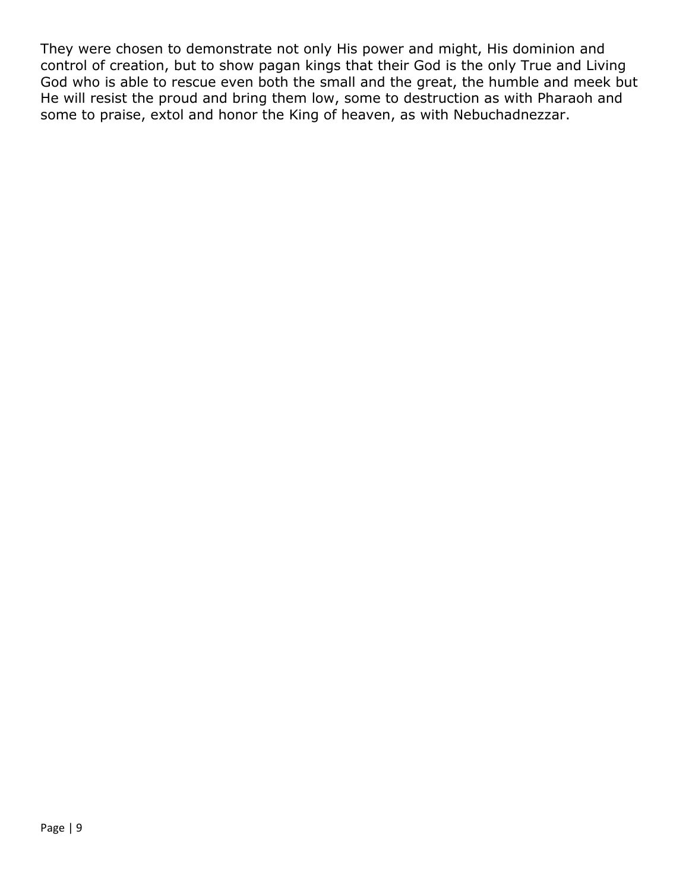They were chosen to demonstrate not only His power and might, His dominion and control of creation, but to show pagan kings that their God is the only True and Living God who is able to rescue even both the small and the great, the humble and meek but He will resist the proud and bring them low, some to destruction as with Pharaoh and some to praise, extol and honor the King of heaven, as with Nebuchadnezzar.